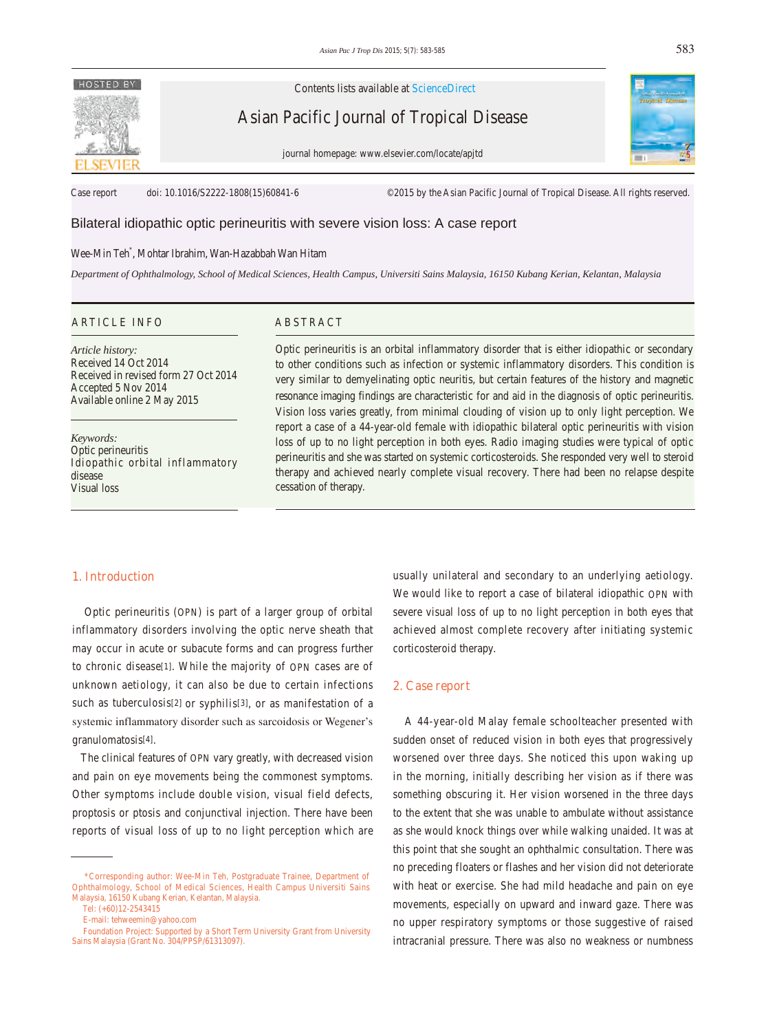Contents lists available at ScienceDirect

Asian Pacific Journal of Tropical Disease

journal homepage: www.elsevier.com/locate/apjtd

Case report doi: 10.1016/S2222-1808(15)60841-6 ©2015 by the Asian Pacific Journal of Tropical Disease. All rights reserved.

# Bilateral idiopathic optic perineuritis with severe vision loss: A case report

Wee-Min Teh*, Mohtar Ibrahim, Wan-Hazabbah Wan Hitam

*Department of Ophthalmology, School of Medical Sciences, Health Campus, Universiti Sains Malaysia, 16150 Kubang Kerian, Kelantan, Malaysia*

## ARTICLE INFO

*Article history:*
Received 14 Oct 2014
Received in revised form 27 Oct 2014
Accepted 5 Nov 2014
Available online 2 May 2015

*Keywords:*
Optic perineuritis
Idiopathic orbital inflammatory disease
Visual loss

## ABSTRACT

Optic perineuritis is an orbital inflammatory disorder that is either idiopathic or secondary to other conditions such as infection or systemic inflammatory disorders. This condition is very similar to demyelinating optic neuritis, but certain features of the history and magnetic resonance imaging findings are characteristic for and aid in the diagnosis of optic perineuritis. Vision loss varies greatly, from minimal clouding of vision up to only light perception. We report a case of a 44-year-old female with idiopathic bilateral optic perineuritis with vision loss of up to no light perception in both eyes. Radio imaging studies were typical of optic perineuritis and she was started on systemic corticosteroids. She responded very well to steroid therapy and achieved nearly complete visual recovery. There had been no relapse despite cessation of therapy.

## 1. Introduction

Optic perineuritis (OPN) is part of a larger group of orbital inflammatory disorders involving the optic nerve sheath that may occur in acute or subacute forms and can progress further to chronic disease[1]. While the majority of OPN cases are of unknown aetiology, it can also be due to certain infections such as tuberculosis[2] or syphilis[3], or as manifestation of a systemic inflammatory disorder such as sarcoidosis or Wegener's granulomatosis[4].

The clinical features of OPN vary greatly, with decreased vision and pain on eye movements being the commonest symptoms. Other symptoms include double vision, visual field defects, proptosis or ptosis and conjunctival injection. There have been reports of visual loss of up to no light perception which are usually unilateral and secondary to an underlying aetiology. We would like to report a case of bilateral idiopathic OPN with severe visual loss of up to no light perception in both eyes that achieved almost complete recovery after initiating systemic corticosteroid therapy.

## 2. Case report

A 44-year-old Malay female schoolteacher presented with sudden onset of reduced vision in both eyes that progressively worsened over three days. She noticed this upon waking up in the morning, initially describing her vision as if there was something obscuring it. Her vision worsened in the three days to the extent that she was unable to ambulate without assistance as she would knock things over while walking unaided. It was at this point that she sought an ophthalmic consultation. There was no preceding floaters or flashes and her vision did not deteriorate with heat or exercise. She had mild headache and pain on eye movements, especially on upward and inward gaze. There was no upper respiratory symptoms or those suggestive of raised intracranial pressure. There was also no weakness or numbness

*Corresponding author: Wee-Min Teh, Postgraduate Trainee, Department of Ophthalmology, School of Medical Sciences, Health Campus Universiti Sains Malaysia, 16150 Kubang Kerian, Kelantan, Malaysia.
Tel: (+60)12-2543415
E-mail: tehweemin@yahoo.com
Foundation Project: Supported by a Short Term University Grant from University Sains Malaysia (Grant No. 304/PPSP/61313097).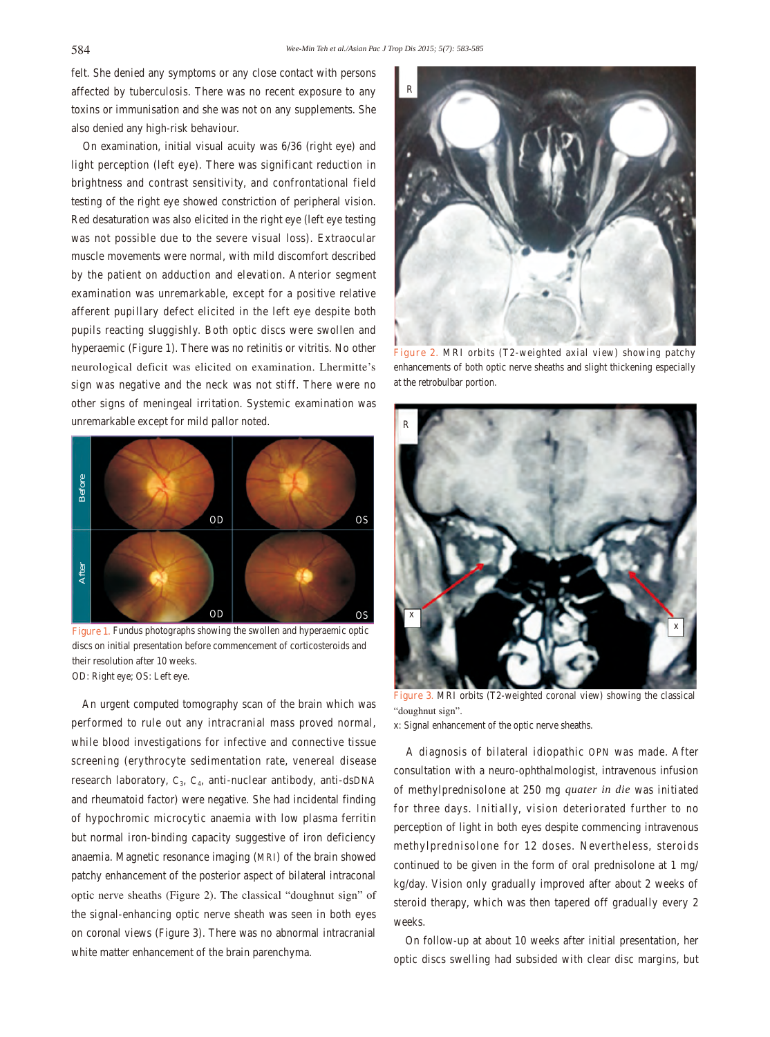felt. She denied any symptoms or any close contact with persons affected by tuberculosis. There was no recent exposure to any toxins or immunisation and she was not on any supplements. She also denied any high-risk behaviour.

On examination, initial visual acuity was 6/36 (right eye) and light perception (left eye). There was significant reduction in brightness and contrast sensitivity, and confrontational field testing of the right eye showed constriction of peripheral vision. Red desaturation was also elicited in the right eye (left eye testing was not possible due to the severe visual loss). Extraocular muscle movements were normal, with mild discomfort described by the patient on adduction and elevation. Anterior segment examination was unremarkable, except for a positive relative afferent pupillary defect elicited in the left eye despite both pupils reacting sluggishly. Both optic discs were swollen and hyperaemic (Figure 1). There was no retinitis or vitritis. No other neurological deficit was elicited on examination. Lhermitte's sign was negative and the neck was not stiff. There were no other signs of meningeal irritation. Systemic examination was unremarkable except for mild pallor noted.

Figure 1. Fundus photographs showing the swollen and hyperaemic optic discs on initial presentation before commencement of corticosteroids and their resolution after 10 weeks.
OD: Right eye; OS: Left eye.

An urgent computed tomography scan of the brain which was performed to rule out any intracranial mass proved normal, while blood investigations for infective and connective tissue screening (erythrocyte sedimentation rate, venereal disease research laboratory, $C_3$, $C_4$, anti-nuclear antibody, anti-dsDNA and rheumatoid factor) were negative. She had incidental finding of hypochromic microcytic anaemia with low plasma ferritin but normal iron-binding capacity suggestive of iron deficiency anaemia. Magnetic resonance imaging (MRI) of the brain showed patchy enhancement of the posterior aspect of bilateral intraconal optic nerve sheaths (Figure 2). The classical "doughnut sign" of the signal-enhancing optic nerve sheath was seen in both eyes on coronal views (Figure 3). There was no abnormal intracranial white matter enhancement of the brain parenchyma.

Figure 2. MRI orbits (T2-weighted axial view) showing patchy enhancements of both optic nerve sheaths and slight thickening especially at the retrobulbar portion.

Figure 3. MRI orbits (T2-weighted coronal view) showing the classical "doughnut sign".
x: Signal enhancement of the optic nerve sheaths.

A diagnosis of bilateral idiopathic OPN was made. After consultation with a neuro-ophthalmologist, intravenous infusion of methylprednisolone at 250 mg *quater in die* was initiated for three days. Initially, vision deteriorated further to no perception of light in both eyes despite commencing intravenous methylprednisolone for 12 doses. Nevertheless, steroids continued to be given in the form of oral prednisolone at 1 mg/kg/day. Vision only gradually improved after about 2 weeks of steroid therapy, which was then tapered off gradually every 2 weeks.

On follow-up at about 10 weeks after initial presentation, her optic discs swelling had subsided with clear disc margins, but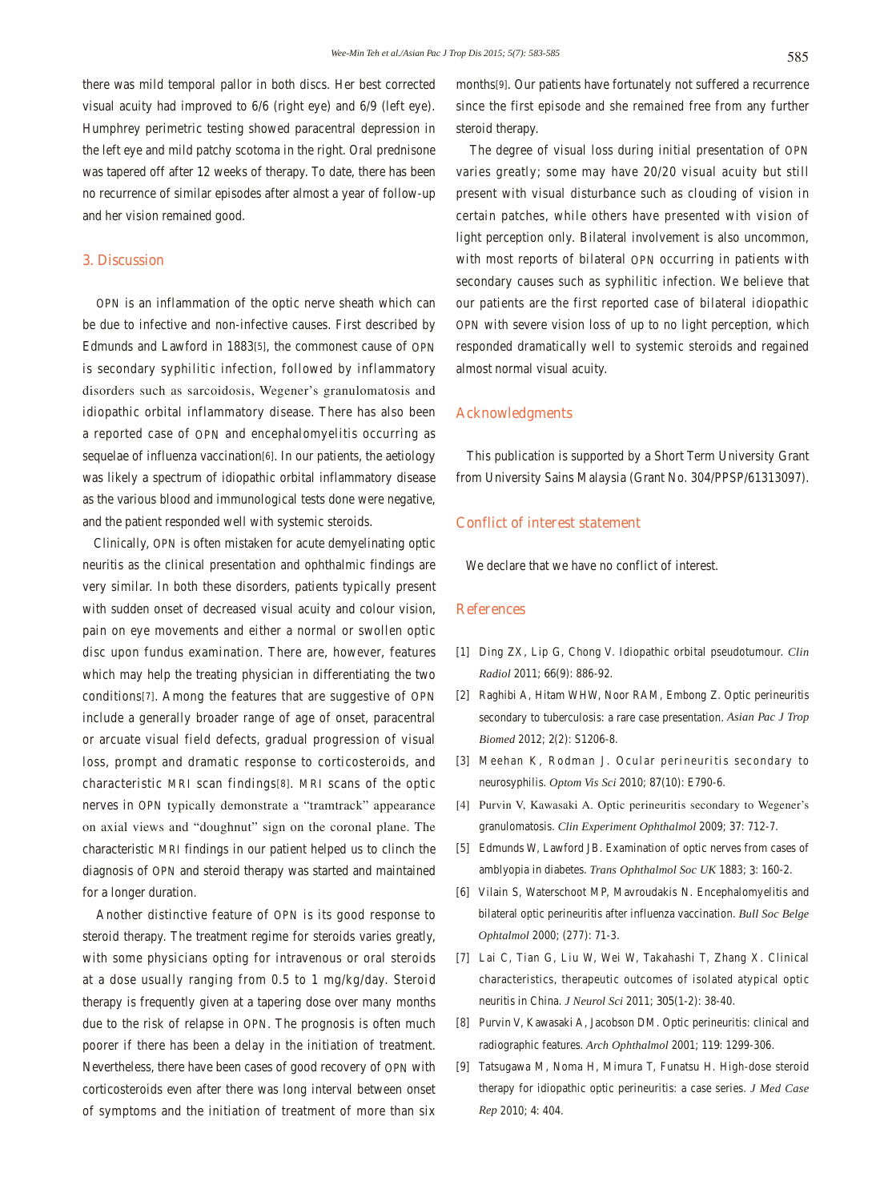there was mild temporal pallor in both discs. Her best corrected visual acuity had improved to 6/6 (right eye) and 6/9 (left eye). Humphrey perimetric testing showed paracentral depression in the left eye and mild patchy scotoma in the right. Oral prednisone was tapered off after 12 weeks of therapy. To date, there has been no recurrence of similar episodes after almost a year of follow-up and her vision remained good.

## 3. Discussion

OPN is an inflammation of the optic nerve sheath which can be due to infective and non-infective causes. First described by Edmunds and Lawford in 1883[5], the commonest cause of OPN is secondary syphilitic infection, followed by inflammatory disorders such as sarcoidosis, Wegener's granulomatosis and idiopathic orbital inflammatory disease. There has also been a reported case of OPN and encephalomyelitis occurring as sequelae of influenza vaccination[6]. In our patients, the aetiology was likely a spectrum of idiopathic orbital inflammatory disease as the various blood and immunological tests done were negative, and the patient responded well with systemic steroids.

Clinically, OPN is often mistaken for acute demyelinating optic neuritis as the clinical presentation and ophthalmic findings are very similar. In both these disorders, patients typically present with sudden onset of decreased visual acuity and colour vision, pain on eye movements and either a normal or swollen optic disc upon fundus examination. There are, however, features which may help the treating physician in differentiating the two conditions[7]. Among the features that are suggestive of OPN include a generally broader range of age of onset, paracentral or arcuate visual field defects, gradual progression of visual loss, prompt and dramatic response to corticosteroids, and characteristic MRI scan findings[8]. MRI scans of the optic nerves in OPN typically demonstrate a "tramtrack" appearance on axial views and "doughnut" sign on the coronal plane. The characteristic MRI findings in our patient helped us to clinch the diagnosis of OPN and steroid therapy was started and maintained for a longer duration.

Another distinctive feature of OPN is its good response to steroid therapy. The treatment regime for steroids varies greatly, with some physicians opting for intravenous or oral steroids at a dose usually ranging from 0.5 to 1 mg/kg/day. Steroid therapy is frequently given at a tapering dose over many months due to the risk of relapse in OPN. The prognosis is often much poorer if there has been a delay in the initiation of treatment. Nevertheless, there have been cases of good recovery of OPN with corticosteroids even after there was long interval between onset of symptoms and the initiation of treatment of more than six months[9]. Our patients have fortunately not suffered a recurrence since the first episode and she remained free from any further steroid therapy.

The degree of visual loss during initial presentation of OPN varies greatly; some may have 20/20 visual acuity but still present with visual disturbance such as clouding of vision in certain patches, while others have presented with vision of light perception only. Bilateral involvement is also uncommon, with most reports of bilateral OPN occurring in patients with secondary causes such as syphilitic infection. We believe that our patients are the first reported case of bilateral idiopathic OPN with severe vision loss of up to no light perception, which responded dramatically well to systemic steroids and regained almost normal visual acuity.

## Acknowledgments

This publication is supported by a Short Term University Grant from University Sains Malaysia (Grant No. 304/PPSP/61313097).

## Conflict of interest statement

We declare that we have no conflict of interest.

## References

[1] Ding ZX, Lip G, Chong V. Idiopathic orbital pseudotumour. *Clin Radiol* 2011; 66(9): 886-92.

[2] Raghibi A, Hitam WHW, Noor RAM, Embong Z. Optic perineuritis secondary to tuberculosis: a rare case presentation. *Asian Pac J Trop Biomed* 2012; 2(2): S1206-8.

[3] Meehan K, Rodman J. Ocular perineuritis secondary to neurosyphilis. *Optom Vis Sci* 2010; 87(10): E790-6.

[4] Purvin V, Kawasaki A. Optic perineuritis secondary to Wegener's granulomatosis. *Clin Experiment Ophthalmol* 2009; 37: 712-7.

[5] Edmunds W, Lawford JB. Examination of optic nerves from cases of amblyopia in diabetes. *Trans Ophthalmol Soc UK* 1883; 3: 160-2.

[6] Vilain S, Waterschoot MP, Mavroudakis N. Encephalomyelitis and bilateral optic perineuritis after influenza vaccination. *Bull Soc Belge Ophtalmol* 2000; (277): 71-3.

[7] Lai C, Tian G, Liu W, Wei W, Takahashi T, Zhang X. Clinical characteristics, therapeutic outcomes of isolated atypical optic neuritis in China. *J Neurol Sci* 2011; 305(1-2): 38-40.

[8] Purvin V, Kawasaki A, Jacobson DM. Optic perineuritis: clinical and radiographic features. *Arch Ophthalmol* 2001; 119: 1299-306.

[9] Tatsugawa M, Noma H, Mimura T, Funatsu H. High-dose steroid therapy for idiopathic optic perineuritis: a case series. *J Med Case Rep* 2010; 4: 404.